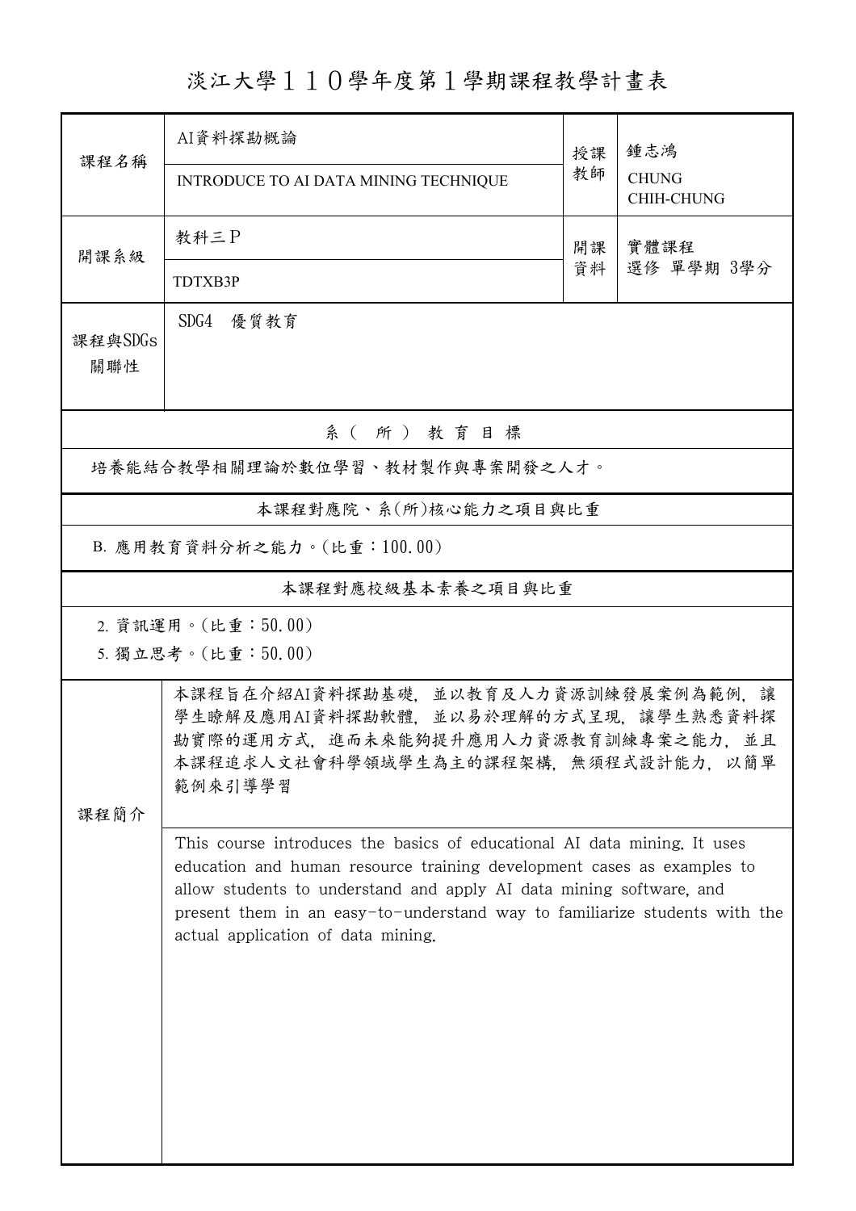# 淡江大學１１０學年度第１學期課程教學計畫表

| 課程名稱 | AI資料探勘概論<br>INTRODUCE TO AI DATA MINING TECHNIQUE | 授課教師 | 鍾志鴻<br>CHUNG CHIH-CHUNG |
|---|---|---|---|
| 開課系級 | 教科三Ｐ<br>TDTXB3P | 開課資料 | 實體課程<br>選修 單學期 3學分 |
| 課程與SDGs關聯性 | SDG4　優質教育 | | |

**系（所）教育目標**

培養能結合教學相關理論於數位學習、教材製作與專案開發之人才。

**本課程對應院、系(所)核心能力之項目與比重**

B. 應用教育資料分析之能力。(比重：100.00)

**本課程對應校級基本素養之項目與比重**

2. 資訊運用。(比重：50.00)
5. 獨立思考。(比重：50.00)

| 課程簡介 | |
|---|---|
| | 本課程旨在介紹AI資料探勘基礎，並以教育及人力資源訓練發展案例為範例，讓學生瞭解及應用AI資料探勘軟體，並以易於理解的方式呈現，讓學生熟悉資料探勘實際的運用方式，進而未來能夠提升應用人力資源教育訓練專案之能力，並且本課程追求人文社會科學領域學生為主的課程架構，無須程式設計能力，以簡單範例來引導學習 |
| | This course introduces the basics of educational AI data mining. It uses education and human resource training development cases as examples to allow students to understand and apply AI data mining software, and present them in an easy-to-understand way to familiarize students with the actual application of data mining. |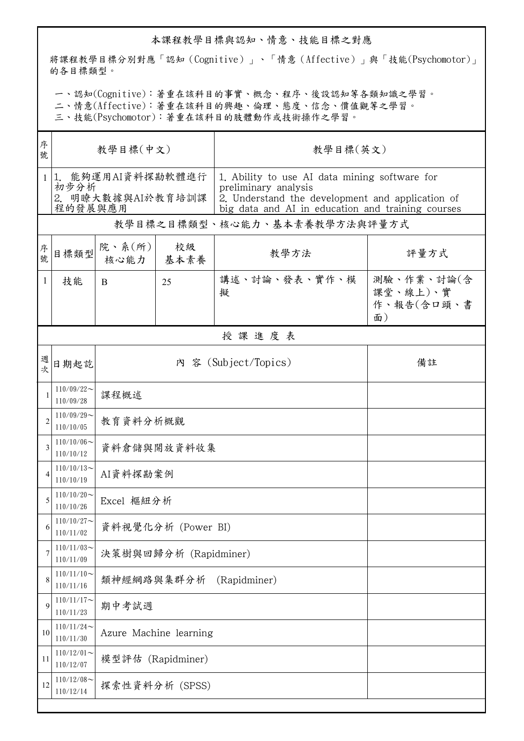## 本課程教學目標與認知、情意、技能目標之對應

將課程教學目標分別對應「認知（Cognitive）」、「情意（Affective）」與「技能(Psychomotor)」的各目標類型。

一、認知(Cognitive)：著重在該科目的事實、概念、程序、後設認知等各類知識之學習。
二、情意(Affective)：著重在該科目的興趣、倫理、態度、信念、價值觀等之學習。
三、技能(Psychomotor)：著重在該科目的肢體動作或技術操作之學習。

| 序號 | 教學目標(中文) | 教學目標(英文) |
|---|---|---|
| 1 | 1. 能夠運用AI資料探勘軟體進行初步分析<br>2. 明瞭大數據與AI於教育培訓課程的發展與應用 | 1. Ability to use AI data mining software for preliminary analysis<br>2. Understand the development and application of big data and AI in education and training courses |

### 教學目標之目標類型、核心能力、基本素養教學方法與評量方式

| 序號 | 目標類型 | 院、系(所)核心能力 | 校級基本素養 | 教學方法 | 評量方式 |
|---|---|---|---|---|---|
| 1 | 技能 | B | 25 | 講述、討論、發表、實作、模擬 | 測驗、作業、討論(含課堂、線上)、實作、報告(含口頭、書面) |

### 授課進度表

| 週次 | 日期起訖 | 內 容 (Subject/Topics) | 備註 |
|---|---|---|---|
| 1 | 110/09/22～110/09/28 | 課程概述 | |
| 2 | 110/09/29～110/10/05 | 教育資料分析概觀 | |
| 3 | 110/10/06～110/10/12 | 資料倉儲與開放資料收集 | |
| 4 | 110/10/13～110/10/19 | AI資料探勘案例 | |
| 5 | 110/10/20～110/10/26 | Excel 樞紐分析 | |
| 6 | 110/10/27～110/11/02 | 資料視覺化分析 (Power BI) | |
| 7 | 110/11/03～110/11/09 | 決策樹與回歸分析 (Rapidminer) | |
| 8 | 110/11/10～110/11/16 | 類神經網路與集群分析 (Rapidminer) | |
| 9 | 110/11/17～110/11/23 | 期中考試週 | |
| 10 | 110/11/24～110/11/30 | Azure Machine learning | |
| 11 | 110/12/01～110/12/07 | 模型評估 (Rapidminer) | |
| 12 | 110/12/08～110/12/14 | 探索性資料分析 (SPSS) | |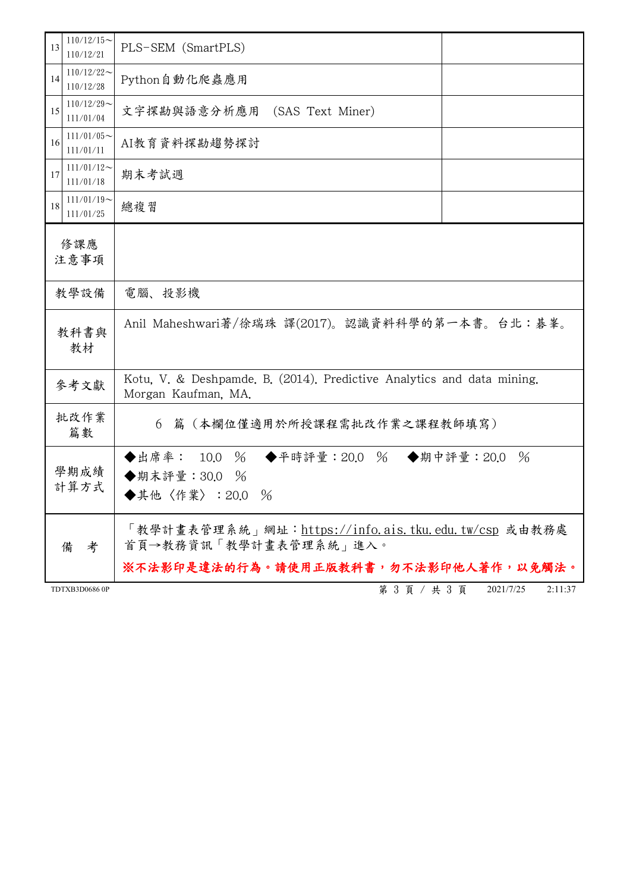| | | | |
|---|---|---|---|
| 13 | 110/12/15～<br>110/12/21 | PLS-SEM (SmartPLS) | |
| 14 | 110/12/22～<br>110/12/28 | Python自動化爬蟲應用 | |
| 15 | 110/12/29～<br>111/01/04 | 文字探勘與語意分析應用 (SAS Text Miner) | |
| 16 | 111/01/05～<br>111/01/11 | AI教育資料探勘趨勢探討 | |
| 17 | 111/01/12～<br>111/01/18 | 期末考試週 | |
| 18 | 111/01/19～<br>111/01/25 | 總複習 | |

| | |
|---|---|
| 修課應注意事項 | |
| 教學設備 | 電腦、投影機 |
| 教科書與教材 | Anil Maheshwari著/徐瑞珠 譯(2017)。認識資料科學的第一本書。台北：碁峯。 |
| 參考文獻 | Kotu, V. & Deshpamde. B. (2014). Predictive Analytics and data mining. Morgan Kaufman, MA. |
| 批改作業篇數 | 6 篇（本欄位僅適用於所授課程需批改作業之課程教師填寫） |
| 學期成績計算方式 | ◆出席率： 10.0 ％ ◆平時評量：20.0 ％ ◆期中評量：20.0 ％<br>◆期末評量：30.0 ％<br>◆其他〈作業〉：20.0 ％ |
| 備　考 | 「教學計畫表管理系統」網址：https://info.ais.tku.edu.tw/csp 或由教務處首頁→教務資訊「教學計畫表管理系統」進入。<br>**※不法影印是違法的行為。請使用正版教科書，勿不法影印他人著作，以免觸法。** |

TDTXB3D0686 0P　　2021/7/25　2:11:37